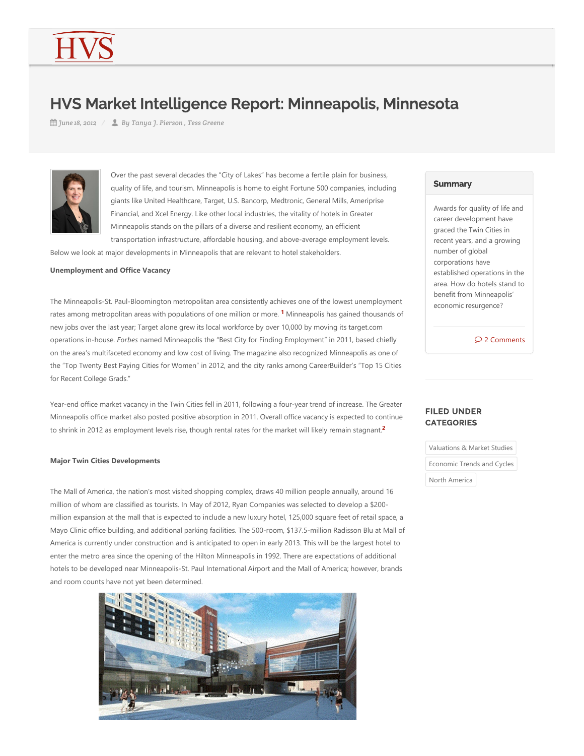# HVS Market Intelligence Report: Minneapolis, Minnesota

*June 18, 2012* / *By Tanya J. Pierson , Tess Greene*

Over the past several decades the "City of Lakes" has become a fertile plain for business, quality of life, and tourism. Minneapolis is home to eight Fortune 500 companies, including giants like United Healthcare, Target, U.S. Bancorp, Medtronic, General Mills, Ameriprise Financial, and Xcel Energy. Like other local industries, the vitality of hotels in Greater Minneapolis stands on the pillars of a diverse and resilient economy, an efficient transportation infrastructure, affordable housing, and above-average employment levels. Below we look at major developments in Minneapolis that are relevant to hotel stakeholders.

**Unemployment and Office Vacancy**

The Minneapolis-St. Paul-Bloomington metropolitan area consistently achieves one of the lowest unemployment rates among metropolitan areas with populations of one million or more. [1] Minneapolis has gained thousands of new jobs over the last year; Target alone grew its local workforce by over 10,000 by moving its target.com operations in-house. *Forbes* named Minneapolis the "Best City for Finding Employment" in 2011, based chiefly on the area's multifaceted economy and low cost of living. The magazine also recognized Minneapolis as one of the "Top Twenty Best Paying Cities for Women" in 2012, and the city ranks among CareerBuilder's "Top 15 Cities for Recent College Grads."

Year-end office market vacancy in the Twin Cities fell in 2011, following a four-year trend of increase. The Greater Minneapolis office market also posted positive absorption in 2011. Overall office vacancy is expected to continue to shrink in 2012 as employment levels rise, though rental rates for the market will likely remain stagnant.[2]

**Major Twin Cities Developments**

The Mall of America, the nation's most visited shopping complex, draws 40 million people annually, around 16 million of whom are classified as tourists. In May of 2012, Ryan Companies was selected to develop a $200-million expansion at the mall that is expected to include a new luxury hotel, 125,000 square feet of retail space, a Mayo Clinic office building, and additional parking facilities. The 500-room, $137.5-million Radisson Blu at Mall of America is currently under construction and is anticipated to open in early 2013. This will be the largest hotel to enter the metro area since the opening of the Hilton Minneapolis in 1992. There are expectations of additional hotels to be developed near Minneapolis-St. Paul International Airport and the Mall of America; however, brands and room counts have not yet been determined.

## Summary

Awards for quality of life and career development have graced the Twin Cities in recent years, and a growing number of global corporations have established operations in the area. How do hotels stand to benefit from Minneapolis' economic resurgence?

2 Comments

## FILED UNDER CATEGORIES

- Valuations & Market Studies
- Economic Trends and Cycles
- North America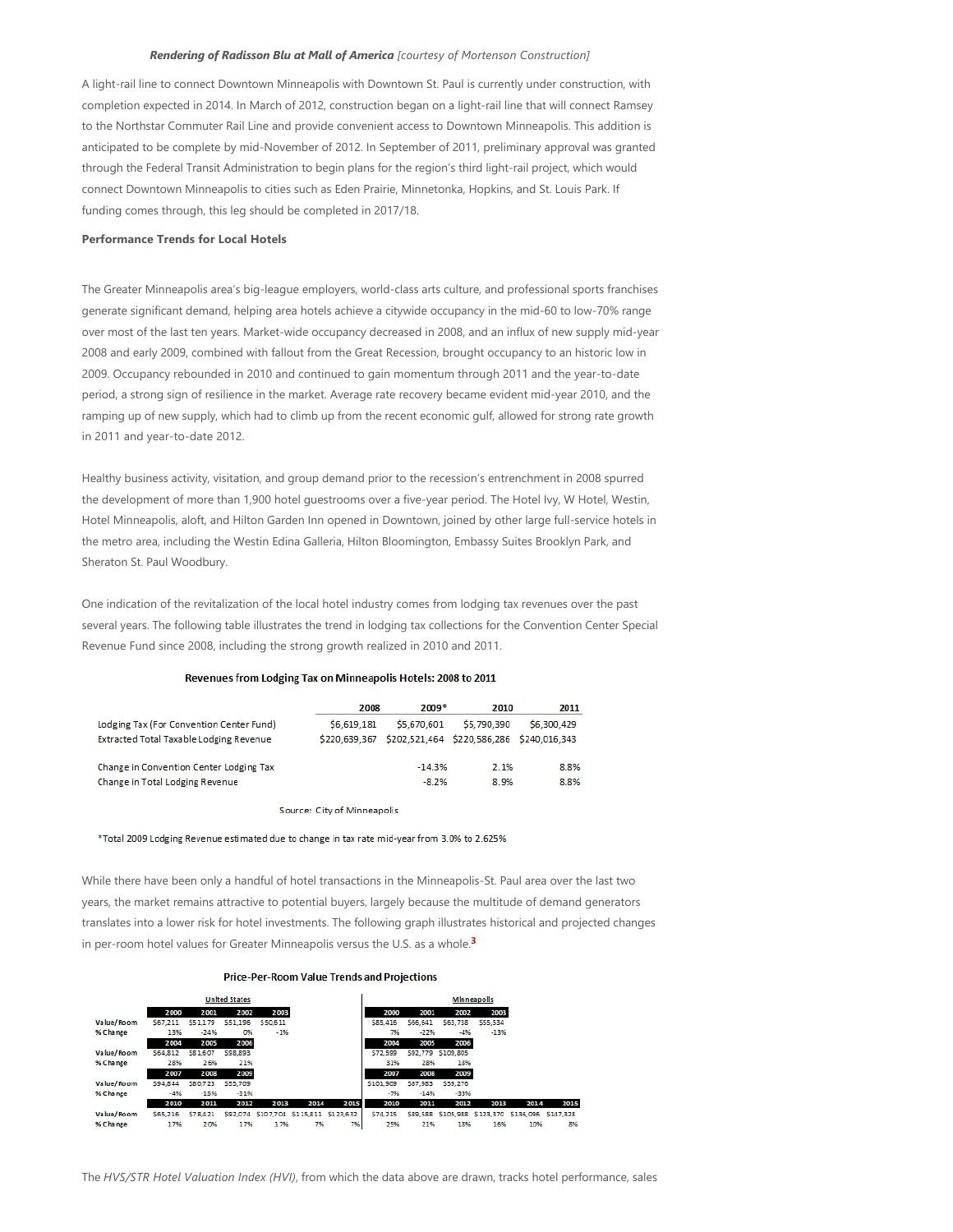***Rendering of Radisson Blu at Mall of America** [courtesy of Mortenson Construction]*

A light-rail line to connect Downtown Minneapolis with Downtown St. Paul is currently under construction, with completion expected in 2014. In March of 2012, construction began on a light-rail line that will connect Ramsey to the Northstar Commuter Rail Line and provide convenient access to Downtown Minneapolis. This addition is anticipated to be complete by mid-November of 2012. In September of 2011, preliminary approval was granted through the Federal Transit Administration to begin plans for the region's third light-rail project, which would connect Downtown Minneapolis to cities such as Eden Prairie, Minnetonka, Hopkins, and St. Louis Park. If funding comes through, this leg should be completed in 2017/18.

**Performance Trends for Local Hotels**

The Greater Minneapolis area's big-league employers, world-class arts culture, and professional sports franchises generate significant demand, helping area hotels achieve a citywide occupancy in the mid-60 to low-70% range over most of the last ten years. Market-wide occupancy decreased in 2008, and an influx of new supply mid-year 2008 and early 2009, combined with fallout from the Great Recession, brought occupancy to an historic low in 2009. Occupancy rebounded in 2010 and continued to gain momentum through 2011 and the year-to-date period, a strong sign of resilience in the market. Average rate recovery became evident mid-year 2010, and the ramping up of new supply, which had to climb up from the recent economic gulf, allowed for strong rate growth in 2011 and year-to-date 2012.

Healthy business activity, visitation, and group demand prior to the recession's entrenchment in 2008 spurred the development of more than 1,900 hotel guestrooms over a five-year period. The Hotel Ivy, W Hotel, Westin, Hotel Minneapolis, aloft, and Hilton Garden Inn opened in Downtown, joined by other large full-service hotels in the metro area, including the Westin Edina Galleria, Hilton Bloomington, Embassy Suites Brooklyn Park, and Sheraton St. Paul Woodbury.

One indication of the revitalization of the local hotel industry comes from lodging tax revenues over the past several years. The following table illustrates the trend in lodging tax collections for the Convention Center Special Revenue Fund since 2008, including the strong growth realized in 2010 and 2011.

**Revenues from Lodging Tax on Minneapolis Hotels: 2008 to 2011**

| | 2008 | 2009* | 2010 | 2011 |
|---|---|---|---|---|
| Lodging Tax (For Convention Center Fund) | $6,619,181 | $5,670,601 | $5,790,390 | $6,300,429 |
| Extracted Total Taxable Lodging Revenue | $220,639,367 | $202,521,464 | $220,586,286 | $240,016,343 |
| Change in Convention Center Lodging Tax | | -14.3% | 2.1% | 8.8% |
| Change in Total Lodging Revenue | | -8.2% | 8.9% | 8.8% |

Source: City of Minneapolis

*Total 2009 Lodging Revenue estimated due to change in tax rate mid-year from 3.0% to 2.625%

While there have been only a handful of hotel transactions in the Minneapolis-St. Paul area over the last two years, the market remains attractive to potential buyers, largely because the multitude of demand generators translates into a lower risk for hotel investments. The following graph illustrates historical and projected changes in per-room hotel values for Greater Minneapolis versus the U.S. as a whole.[3]

**Price-Per-Room Value Trends and Projections**

**United States**

| | 2000 | 2001 | 2002 | 2003 | | |
|---|---|---|---|---|---|---|
| Value/Room | $67,211 | $51,179 | $51,196 | $50,611 | | |
| % Change | 13% | -24% | 0% | -1% | | |
| | **2004** | **2005** | **2006** | | | |
| Value/Room | $64,812 | $81,607 | $98,893 | | | |
| % Change | 28% | 26% | 21% | | | |
| | **2007** | **2008** | **2009** | | | |
| Value/Room | $94,844 | $80,723 | $55,709 | | | |
| % Change | -4% | -15% | -31% | | | |
| | **2010** | **2011** | **2012** | **2013** | **2014** | **2015** |
| Value/Room | $65,216 | $78,421 | $92,074 | $107,704 | $115,811 | $123,632 |
| % Change | 17% | 20% | 17% | 17% | 7% | 7% |

**Minneapolis**

| | 2000 | 2001 | 2002 | 2003 | | |
|---|---|---|---|---|---|---|
| Value/Room | $85,416 | $66,641 | $63,738 | $55,534 | | |
| % Change | 7% | -22% | -4% | -13% | | |
| | **2004** | **2005** | **2006** | | | |
| Value/Room | $72,599 | $92,779 | $109,805 | | | |
| % Change | 31% | 28% | 18% | | | |
| | **2007** | **2008** | **2009** | | | |
| Value/Room | $101,909 | $87,983 | $59,276 | | | |
| % Change | -7% | -14% | -33% | | | |
| | **2010** | **2011** | **2012** | **2013** | **2014** | **2015** |
| Value/Room | $74,215 | $89,588 | $105,988 | $123,370 | $136,096 | $147,328 |
| % Change | 25% | 21% | 18% | 16% | 10% | 8% |

The *HVS/STR Hotel Valuation Index (HVI)*, from which the data above are drawn, tracks hotel performance, sales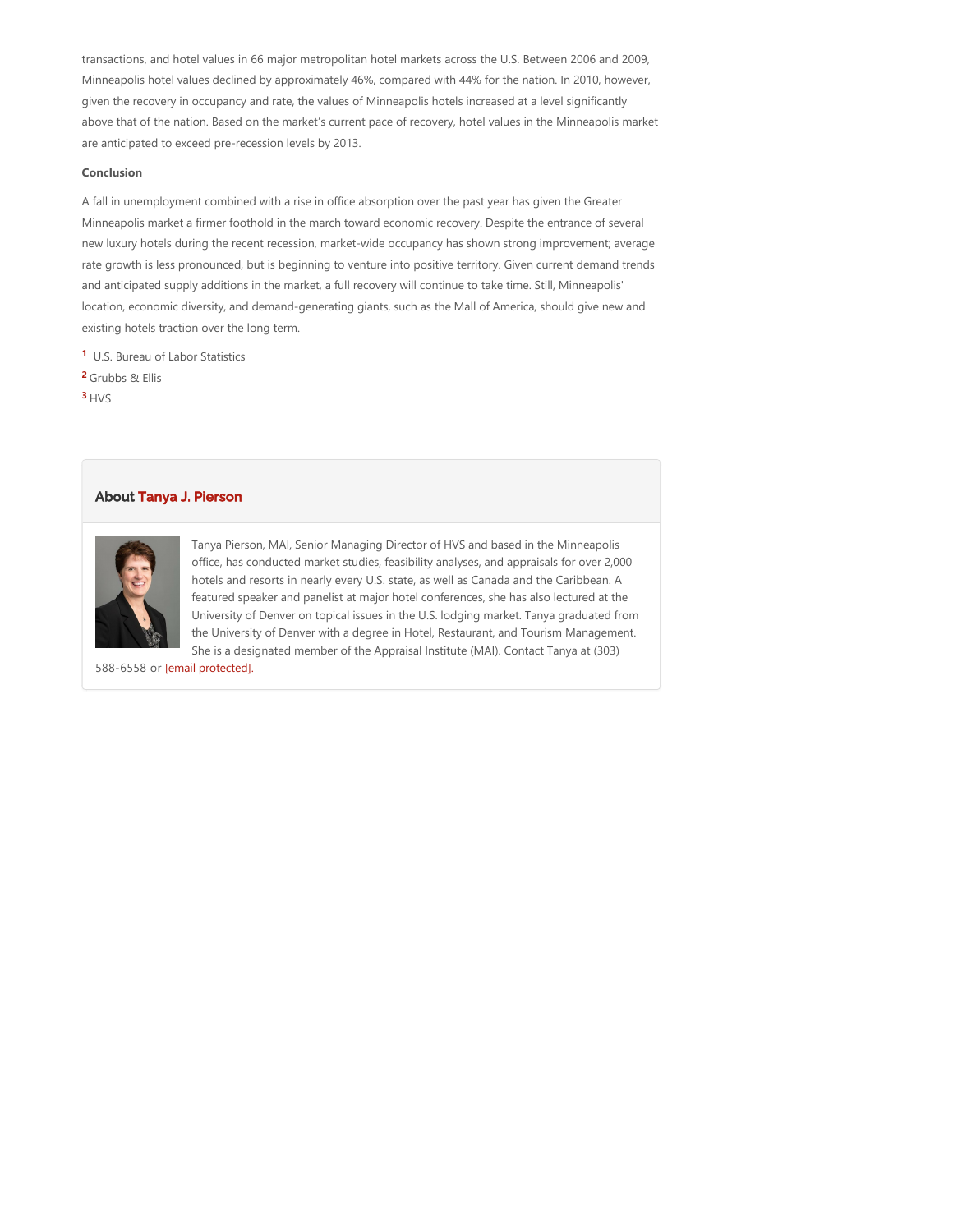transactions, and hotel values in 66 major metropolitan hotel markets across the U.S. Between 2006 and 2009, Minneapolis hotel values declined by approximately 46%, compared with 44% for the nation. In 2010, however, given the recovery in occupancy and rate, the values of Minneapolis hotels increased at a level significantly above that of the nation. Based on the market's current pace of recovery, hotel values in the Minneapolis market are anticipated to exceed pre-recession levels by 2013.

**Conclusion**

A fall in unemployment combined with a rise in office absorption over the past year has given the Greater Minneapolis market a firmer foothold in the march toward economic recovery. Despite the entrance of several new luxury hotels during the recent recession, market-wide occupancy has shown strong improvement; average rate growth is less pronounced, but is beginning to venture into positive territory. Given current demand trends and anticipated supply additions in the market, a full recovery will continue to take time. Still, Minneapolis' location, economic diversity, and demand-generating giants, such as the Mall of America, should give new and existing hotels traction over the long term.

[1] U.S. Bureau of Labor Statistics

[2] Grubbs & Ellis

[3] HVS

## About Tanya J. Pierson

Tanya Pierson, MAI, Senior Managing Director of HVS and based in the Minneapolis office, has conducted market studies, feasibility analyses, and appraisals for over 2,000 hotels and resorts in nearly every U.S. state, as well as Canada and the Caribbean. A featured speaker and panelist at major hotel conferences, she has also lectured at the University of Denver on topical issues in the U.S. lodging market. Tanya graduated from the University of Denver with a degree in Hotel, Restaurant, and Tourism Management. She is a designated member of the Appraisal Institute (MAI). Contact Tanya at (303) 588-6558 or [email protected].